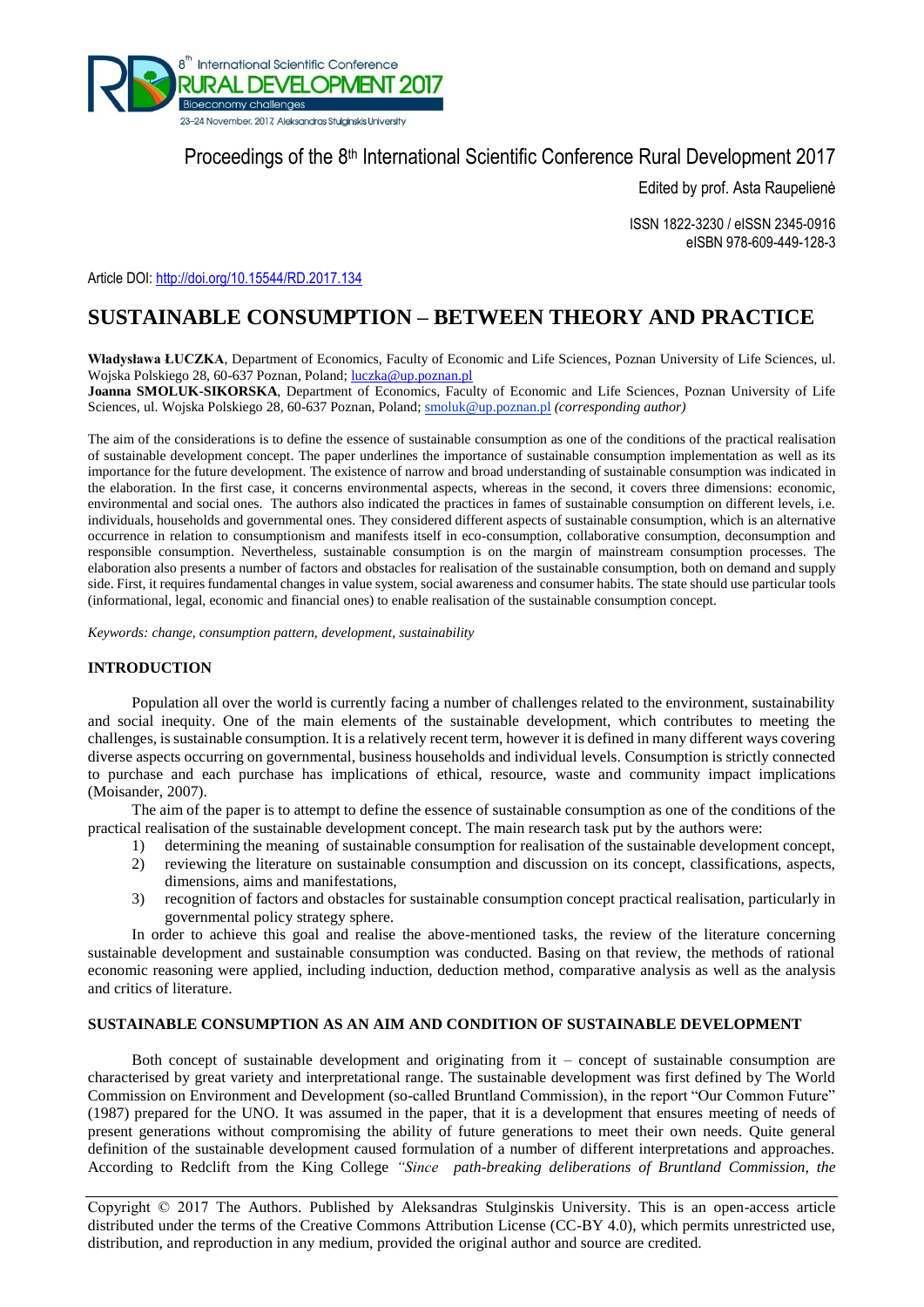Proceedings of the 8th International Scientific Conference Rural Development 2017

Edited by prof. Asta Raupelienė

ISSN 1822-3230 / eISSN 2345-0916
eISBN 978-609-449-128-3

Article DOI: http://doi.org/10.15544/RD.2017.134

# SUSTAINABLE CONSUMPTION – BETWEEN THEORY AND PRACTICE

**Władysława ŁUCZKA**, Department of Economics, Faculty of Economic and Life Sciences, Poznan University of Life Sciences, ul. Wojska Polskiego 28, 60-637 Poznan, Poland; luczka@up.poznan.pl
**Joanna SMOLUK-SIKORSKA**, Department of Economics, Faculty of Economic and Life Sciences, Poznan University of Life Sciences, ul. Wojska Polskiego 28, 60-637 Poznan, Poland; smoluk@up.poznan.pl *(corresponding author)*

The aim of the considerations is to define the essence of sustainable consumption as one of the conditions of the practical realisation of sustainable development concept. The paper underlines the importance of sustainable consumption implementation as well as its importance for the future development. The existence of narrow and broad understanding of sustainable consumption was indicated in the elaboration. In the first case, it concerns environmental aspects, whereas in the second, it covers three dimensions: economic, environmental and social ones. The authors also indicated the practices in fames of sustainable consumption on different levels, i.e. individuals, households and governmental ones. They considered different aspects of sustainable consumption, which is an alternative occurrence in relation to consumptionism and manifests itself in eco-consumption, collaborative consumption, deconsumption and responsible consumption. Nevertheless, sustainable consumption is on the margin of mainstream consumption processes. The elaboration also presents a number of factors and obstacles for realisation of the sustainable consumption, both on demand and supply side. First, it requires fundamental changes in value system, social awareness and consumer habits. The state should use particular tools (informational, legal, economic and financial ones) to enable realisation of the sustainable consumption concept.

*Keywords: change, consumption pattern, development, sustainability*

## INTRODUCTION

Population all over the world is currently facing a number of challenges related to the environment, sustainability and social inequity. One of the main elements of the sustainable development, which contributes to meeting the challenges, is sustainable consumption. It is a relatively recent term, however it is defined in many different ways covering diverse aspects occurring on governmental, business households and individual levels. Consumption is strictly connected to purchase and each purchase has implications of ethical, resource, waste and community impact implications (Moisander, 2007).

The aim of the paper is to attempt to define the essence of sustainable consumption as one of the conditions of the practical realisation of the sustainable development concept. The main research task put by the authors were:

1) determining the meaning of sustainable consumption for realisation of the sustainable development concept,
2) reviewing the literature on sustainable consumption and discussion on its concept, classifications, aspects, dimensions, aims and manifestations,
3) recognition of factors and obstacles for sustainable consumption concept practical realisation, particularly in governmental policy strategy sphere.

In order to achieve this goal and realise the above-mentioned tasks, the review of the literature concerning sustainable development and sustainable consumption was conducted. Basing on that review, the methods of rational economic reasoning were applied, including induction, deduction method, comparative analysis as well as the analysis and critics of literature.

## SUSTAINABLE CONSUMPTION AS AN AIM AND CONDITION OF SUSTAINABLE DEVELOPMENT

Both concept of sustainable development and originating from it – concept of sustainable consumption are characterised by great variety and interpretational range. The sustainable development was first defined by The World Commission on Environment and Development (so-called Bruntland Commission), in the report "Our Common Future" (1987) prepared for the UNO. It was assumed in the paper, that it is a development that ensures meeting of needs of present generations without compromising the ability of future generations to meet their own needs. Quite general definition of the sustainable development caused formulation of a number of different interpretations and approaches. According to Redclift from the King College *"Since path-breaking deliberations of Bruntland Commission, the*

Copyright © 2017 The Authors. Published by Aleksandras Stulginskis University. This is an open-access article distributed under the terms of the Creative Commons Attribution License (CC-BY 4.0), which permits unrestricted use, distribution, and reproduction in any medium, provided the original author and source are credited.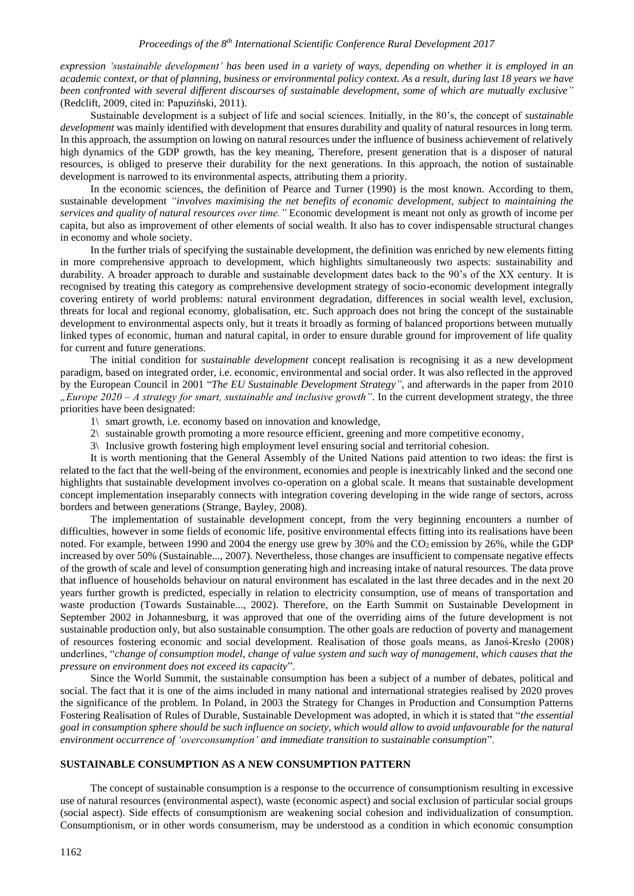*expression 'sustainable development' has been used in a variety of ways, depending on whether it is employed in an academic context, or that of planning, business or environmental policy context. As a result, during last 18 years we have been confronted with several different discourses of sustainable development, some of which are mutually exclusive"* (Redclift, 2009, cited in: Papuziński, 2011).

Sustainable development is a subject of life and social sciences. Initially, in the 80's, the concept of *sustainable development* was mainly identified with development that ensures durability and quality of natural resources in long term. In this approach, the assumption on lowing on natural resources under the influence of business achievement of relatively high dynamics of the GDP growth, has the key meaning, Therefore, present generation that is a disposer of natural resources, is obliged to preserve their durability for the next generations. In this approach, the notion of sustainable development is narrowed to its environmental aspects, attributing them a priority.

In the economic sciences, the definition of Pearce and Turner (1990) is the most known. According to them, sustainable development *"involves maximising the net benefits of economic development, subject to maintaining the services and quality of natural resources over time."* Economic development is meant not only as growth of income per capita, but also as improvement of other elements of social wealth. It also has to cover indispensable structural changes in economy and whole society.

In the further trials of specifying the sustainable development, the definition was enriched by new elements fitting in more comprehensive approach to development, which highlights simultaneously two aspects: sustainability and durability. A broader approach to durable and sustainable development dates back to the 90's of the XX century. It is recognised by treating this category as comprehensive development strategy of socio-economic development integrally covering entirety of world problems: natural environment degradation, differences in social wealth level, exclusion, threats for local and regional economy, globalisation, etc. Such approach does not bring the concept of the sustainable development to environmental aspects only, but it treats it broadly as forming of balanced proportions between mutually linked types of economic, human and natural capital, in order to ensure durable ground for improvement of life quality for current and future generations.

The initial condition for *sustainable development* concept realisation is recognising it as a new development paradigm, based on integrated order, i.e. economic, environmental and social order. It was also reflected in the approved by the European Council in 2001 "*The EU Sustainable Development Strategy"*, and afterwards in the paper from 2010 *„Europe 2020 – A strategy for smart, sustainable and inclusive growth"*. In the current development strategy, the three priorities have been designated:

1\ smart growth, i.e. economy based on innovation and knowledge,

2\ sustainable growth promoting a more resource efficient, greening and more competitive economy,

3\ Inclusive growth fostering high employment level ensuring social and territorial cohesion.

It is worth mentioning that the General Assembly of the United Nations paid attention to two ideas: the first is related to the fact that the well-being of the environment, economies and people is inextricably linked and the second one highlights that sustainable development involves co-operation on a global scale. It means that sustainable development concept implementation inseparably connects with integration covering developing in the wide range of sectors, across borders and between generations (Strange, Bayley, 2008).

The implementation of sustainable development concept, from the very beginning encounters a number of difficulties, however in some fields of economic life, positive environmental effects fitting into its realisations have been noted. For example, between 1990 and 2004 the energy use grew by 30% and the $CO_2$ emission by 26%, while the GDP increased by over 50% (Sustainable..., 2007). Nevertheless, those changes are insufficient to compensate negative effects of the growth of scale and level of consumption generating high and increasing intake of natural resources. The data prove that influence of households behaviour on natural environment has escalated in the last three decades and in the next 20 years further growth is predicted, especially in relation to electricity consumption, use of means of transportation and waste production (Towards Sustainable..., 2002). Therefore, on the Earth Summit on Sustainable Development in September 2002 in Johannesburg, it was approved that one of the overriding aims of the future development is not sustainable production only, but also sustainable consumption. The other goals are reduction of poverty and management of resources fostering economic and social development. Realisation of those goals means, as Janoś-Kresło (2008) underlines, "*change of consumption model, change of value system and such way of management, which causes that the pressure on environment does not exceed its capacity*".

Since the World Summit, the sustainable consumption has been a subject of a number of debates, political and social. The fact that it is one of the aims included in many national and international strategies realised by 2020 proves the significance of the problem. In Poland, in 2003 the Strategy for Changes in Production and Consumption Patterns Fostering Realisation of Rules of Durable, Sustainable Development was adopted, in which it is stated that "*the essential goal in consumption sphere should be such influence on society, which would allow to avoid unfavourable for the natural environment occurrence of 'overconsumption' and immediate transition to sustainable consumption*".

## SUSTAINABLE CONSUMPTION AS A NEW CONSUMPTION PATTERN

The concept of sustainable consumption is a response to the occurrence of consumptionism resulting in excessive use of natural resources (environmental aspect), waste (economic aspect) and social exclusion of particular social groups (social aspect). Side effects of consumptionism are weakening social cohesion and individualization of consumption. Consumptionism, or in other words consumerism, may be understood as a condition in which economic consumption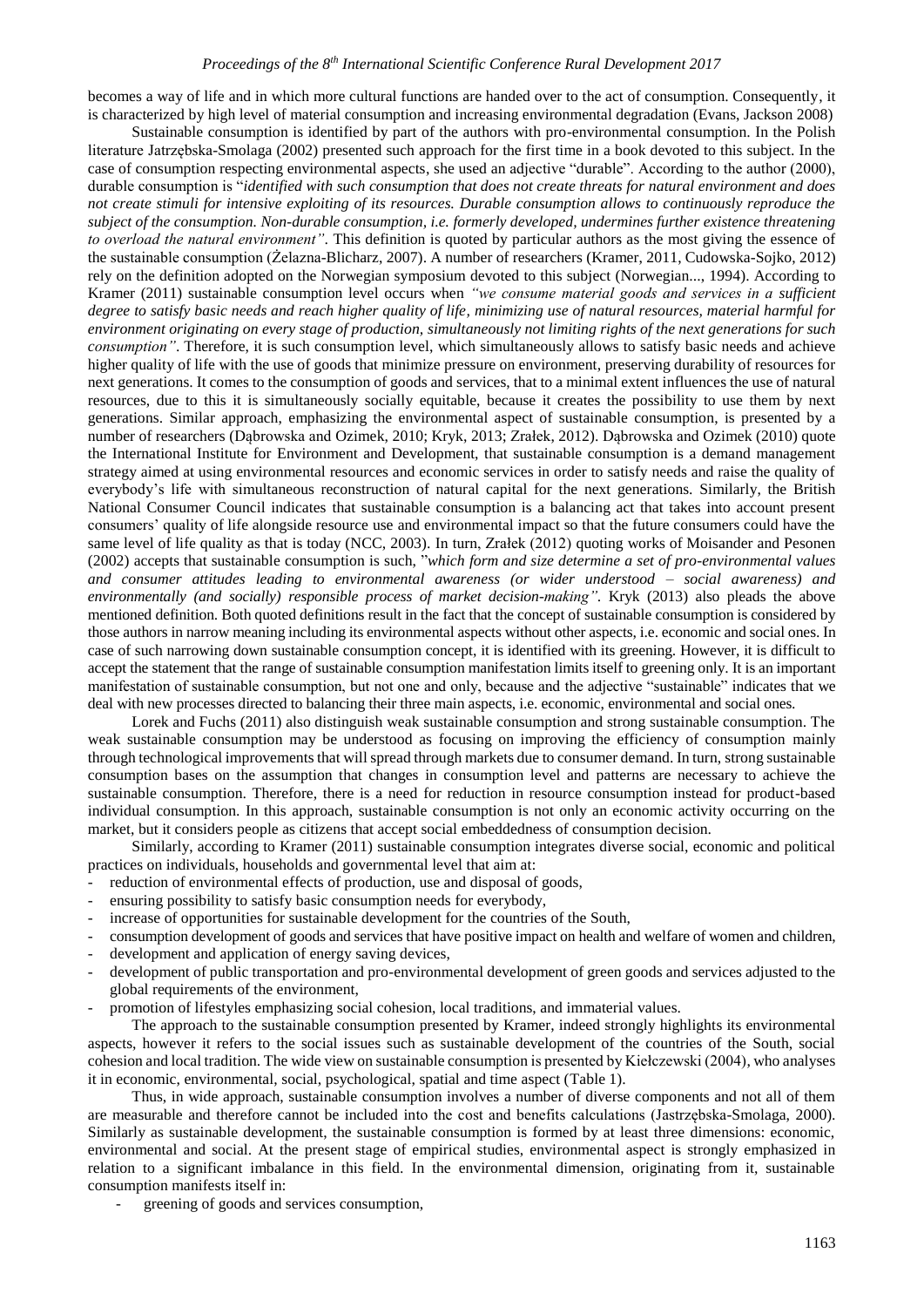becomes a way of life and in which more cultural functions are handed over to the act of consumption. Consequently, it is characterized by high level of material consumption and increasing environmental degradation (Evans, Jackson 2008)

Sustainable consumption is identified by part of the authors with pro-environmental consumption. In the Polish literature Jatrzębska-Smolaga (2002) presented such approach for the first time in a book devoted to this subject. In the case of consumption respecting environmental aspects, she used an adjective "durable". According to the author (2000), durable consumption is "*identified with such consumption that does not create threats for natural environment and does not create stimuli for intensive exploiting of its resources. Durable consumption allows to continuously reproduce the subject of the consumption. Non-durable consumption, i.e. formerly developed, undermines further existence threatening to overload the natural environment"*. This definition is quoted by particular authors as the most giving the essence of the sustainable consumption (Żelazna-Blicharz, 2007). A number of researchers (Kramer, 2011, Cudowska-Sojko, 2012) rely on the definition adopted on the Norwegian symposium devoted to this subject (Norwegian..., 1994). According to Kramer (2011) sustainable consumption level occurs when *"we consume material goods and services in a sufficient degree to satisfy basic needs and reach higher quality of life, minimizing use of natural resources, material harmful for environment originating on every stage of production, simultaneously not limiting rights of the next generations for such consumption"*. Therefore, it is such consumption level, which simultaneously allows to satisfy basic needs and achieve higher quality of life with the use of goods that minimize pressure on environment, preserving durability of resources for next generations. It comes to the consumption of goods and services, that to a minimal extent influences the use of natural resources, due to this it is simultaneously socially equitable, because it creates the possibility to use them by next generations. Similar approach, emphasizing the environmental aspect of sustainable consumption, is presented by a number of researchers (Dąbrowska and Ozimek, 2010; Kryk, 2013; Zrałek, 2012). Dąbrowska and Ozimek (2010) quote the International Institute for Environment and Development, that sustainable consumption is a demand management strategy aimed at using environmental resources and economic services in order to satisfy needs and raise the quality of everybody's life with simultaneous reconstruction of natural capital for the next generations. Similarly, the British National Consumer Council indicates that sustainable consumption is a balancing act that takes into account present consumers' quality of life alongside resource use and environmental impact so that the future consumers could have the same level of life quality as that is today (NCC, 2003). In turn, Zrałek (2012) quoting works of Moisander and Pesonen (2002) accepts that sustainable consumption is such, "*which form and size determine a set of pro-environmental values and consumer attitudes leading to environmental awareness (or wider understood – social awareness) and environmentally (and socially) responsible process of market decision-making"*. Kryk (2013) also pleads the above mentioned definition. Both quoted definitions result in the fact that the concept of sustainable consumption is considered by those authors in narrow meaning including its environmental aspects without other aspects, i.e. economic and social ones. In case of such narrowing down sustainable consumption concept, it is identified with its greening. However, it is difficult to accept the statement that the range of sustainable consumption manifestation limits itself to greening only. It is an important manifestation of sustainable consumption, but not one and only, because and the adjective "sustainable" indicates that we deal with new processes directed to balancing their three main aspects, i.e. economic, environmental and social ones.

Lorek and Fuchs (2011) also distinguish weak sustainable consumption and strong sustainable consumption. The weak sustainable consumption may be understood as focusing on improving the efficiency of consumption mainly through technological improvements that will spread through markets due to consumer demand. In turn, strong sustainable consumption bases on the assumption that changes in consumption level and patterns are necessary to achieve the sustainable consumption. Therefore, there is a need for reduction in resource consumption instead for product-based individual consumption. In this approach, sustainable consumption is not only an economic activity occurring on the market, but it considers people as citizens that accept social embeddedness of consumption decision.

Similarly, according to Kramer (2011) sustainable consumption integrates diverse social, economic and political practices on individuals, households and governmental level that aim at:

- reduction of environmental effects of production, use and disposal of goods,
- ensuring possibility to satisfy basic consumption needs for everybody,
- increase of opportunities for sustainable development for the countries of the South,
- consumption development of goods and services that have positive impact on health and welfare of women and children,
- development and application of energy saving devices,
- development of public transportation and pro-environmental development of green goods and services adjusted to the global requirements of the environment,
- promotion of lifestyles emphasizing social cohesion, local traditions, and immaterial values.

The approach to the sustainable consumption presented by Kramer, indeed strongly highlights its environmental aspects, however it refers to the social issues such as sustainable development of the countries of the South, social cohesion and local tradition. The wide view on sustainable consumption is presented by Kiełczewski (2004), who analyses it in economic, environmental, social, psychological, spatial and time aspect (Table 1).

Thus, in wide approach, sustainable consumption involves a number of diverse components and not all of them are measurable and therefore cannot be included into the cost and benefits calculations (Jastrzębska-Smolaga, 2000). Similarly as sustainable development, the sustainable consumption is formed by at least three dimensions: economic, environmental and social. At the present stage of empirical studies, environmental aspect is strongly emphasized in relation to a significant imbalance in this field. In the environmental dimension, originating from it, sustainable consumption manifests itself in:

- greening of goods and services consumption,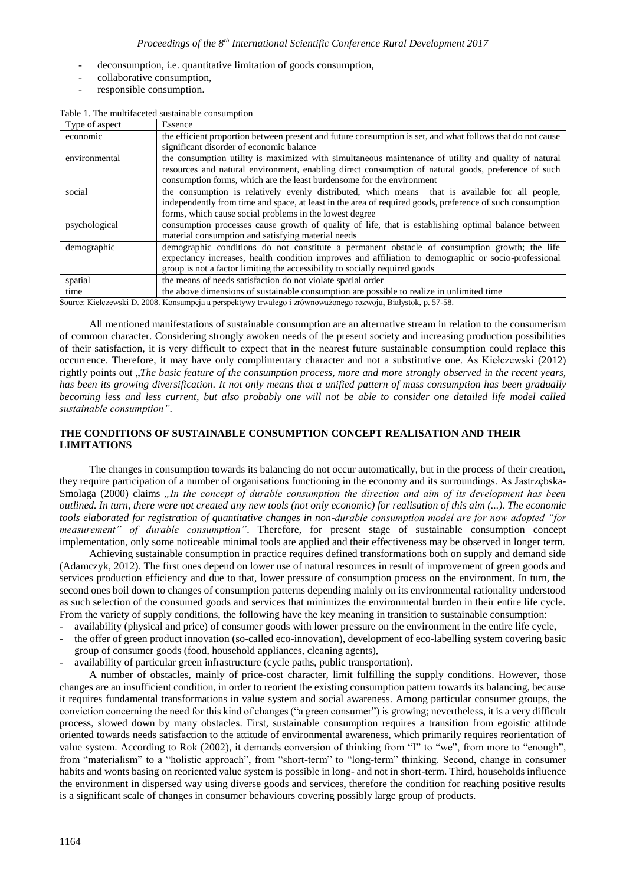- deconsumption, i.e. quantitative limitation of goods consumption,
- collaborative consumption,
- responsible consumption.

Table 1. The multifaceted sustainable consumption

| Type of aspect | Essence |
|---|---|
| economic | the efficient proportion between present and future consumption is set, and what follows that do not cause significant disorder of economic balance |
| environmental | the consumption utility is maximized with simultaneous maintenance of utility and quality of natural resources and natural environment, enabling direct consumption of natural goods, preference of such consumption forms, which are the least burdensome for the environment |
| social | the consumption is relatively evenly distributed, which means that is available for all people, independently from time and space, at least in the area of required goods, preference of such consumption forms, which cause social problems in the lowest degree |
| psychological | consumption processes cause growth of quality of life, that is establishing optimal balance between material consumption and satisfying material needs |
| demographic | demographic conditions do not constitute a permanent obstacle of consumption growth; the life expectancy increases, health condition improves and affiliation to demographic or socio-professional group is not a factor limiting the accessibility to socially required goods |
| spatial | the means of needs satisfaction do not violate spatial order |
| time | the above dimensions of sustainable consumption are possible to realize in unlimited time |

Source: Kiełczewski D. 2008. Konsumpcja a perspektywy trwałego i zrównoważonego rozwoju, Białystok, p. 57-58.

All mentioned manifestations of sustainable consumption are an alternative stream in relation to the consumerism of common character. Considering strongly awoken needs of the present society and increasing production possibilities of their satisfaction, it is very difficult to expect that in the nearest future sustainable consumption could replace this occurrence. Therefore, it may have only complimentary character and not a substitutive one. As Kiełczewski (2012) rightly points out *„The basic feature of the consumption process, more and more strongly observed in the recent years, has been its growing diversification. It not only means that a unified pattern of mass consumption has been gradually becoming less and less current, but also probably one will not be able to consider one detailed life model called sustainable consumption"*.

## THE CONDITIONS OF SUSTAINABLE CONSUMPTION CONCEPT REALISATION AND THEIR LIMITATIONS

The changes in consumption towards its balancing do not occur automatically, but in the process of their creation, they require participation of a number of organisations functioning in the economy and its surroundings. As Jastrzębska-Smolaga (2000) claims *„In the concept of durable consumption the direction and aim of its development has been outlined. In turn, there were not created any new tools (not only economic) for realisation of this aim (...). The economic tools elaborated for registration of quantitative changes in non-durable consumption model are for now adopted "for measurement" of durable consumption"*. Therefore, for present stage of sustainable consumption concept implementation, only some noticeable minimal tools are applied and their effectiveness may be observed in longer term.

Achieving sustainable consumption in practice requires defined transformations both on supply and demand side (Adamczyk, 2012). The first ones depend on lower use of natural resources in result of improvement of green goods and services production efficiency and due to that, lower pressure of consumption process on the environment. In turn, the second ones boil down to changes of consumption patterns depending mainly on its environmental rationality understood as such selection of the consumed goods and services that minimizes the environmental burden in their entire life cycle. From the variety of supply conditions, the following have the key meaning in transition to sustainable consumption:

- availability (physical and price) of consumer goods with lower pressure on the environment in the entire life cycle,
- the offer of green product innovation (so-called eco-innovation), development of eco-labelling system covering basic group of consumer goods (food, household appliances, cleaning agents),
- availability of particular green infrastructure (cycle paths, public transportation).

A number of obstacles, mainly of price-cost character, limit fulfilling the supply conditions. However, those changes are an insufficient condition, in order to reorient the existing consumption pattern towards its balancing, because it requires fundamental transformations in value system and social awareness. Among particular consumer groups, the conviction concerning the need for this kind of changes ("a green consumer") is growing; nevertheless, it is a very difficult process, slowed down by many obstacles. First, sustainable consumption requires a transition from egoistic attitude oriented towards needs satisfaction to the attitude of environmental awareness, which primarily requires reorientation of value system. According to Rok (2002), it demands conversion of thinking from "I" to "we", from more to "enough", from "materialism" to a "holistic approach", from "short-term" to "long-term" thinking. Second, change in consumer habits and wonts basing on reoriented value system is possible in long- and not in short-term. Third, households influence the environment in dispersed way using diverse goods and services, therefore the condition for reaching positive results is a significant scale of changes in consumer behaviours covering possibly large group of products.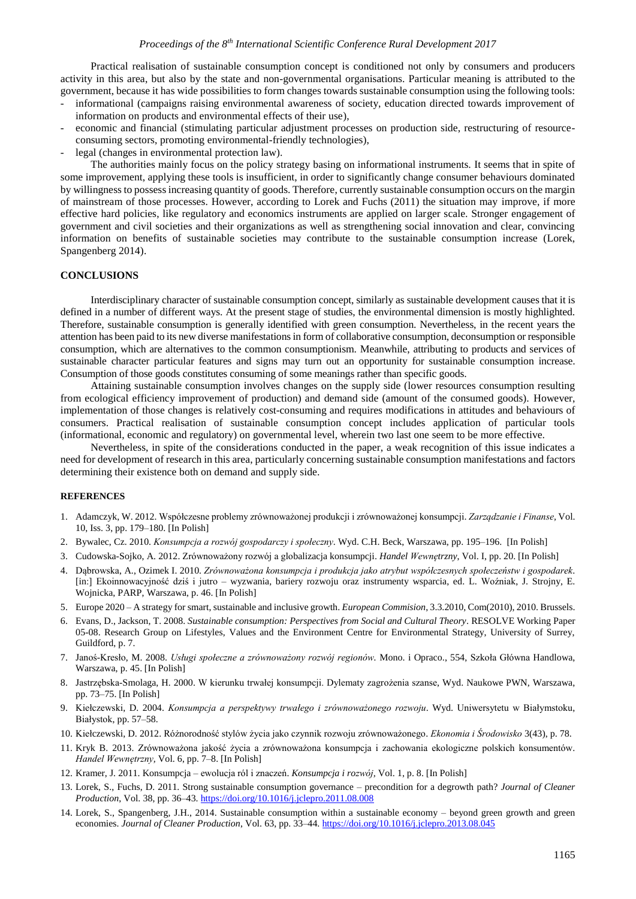Practical realisation of sustainable consumption concept is conditioned not only by consumers and producers activity in this area, but also by the state and non-governmental organisations. Particular meaning is attributed to the government, because it has wide possibilities to form changes towards sustainable consumption using the following tools:

- informational (campaigns raising environmental awareness of society, education directed towards improvement of information on products and environmental effects of their use),
- economic and financial (stimulating particular adjustment processes on production side, restructuring of resource-consuming sectors, promoting environmental-friendly technologies),
- legal (changes in environmental protection law).

The authorities mainly focus on the policy strategy basing on informational instruments. It seems that in spite of some improvement, applying these tools is insufficient, in order to significantly change consumer behaviours dominated by willingness to possess increasing quantity of goods. Therefore, currently sustainable consumption occurs on the margin of mainstream of those processes. However, according to Lorek and Fuchs (2011) the situation may improve, if more effective hard policies, like regulatory and economics instruments are applied on larger scale. Stronger engagement of government and civil societies and their organizations as well as strengthening social innovation and clear, convincing information on benefits of sustainable societies may contribute to the sustainable consumption increase (Lorek, Spangenberg 2014).

## CONCLUSIONS

Interdisciplinary character of sustainable consumption concept, similarly as sustainable development causes that it is defined in a number of different ways. At the present stage of studies, the environmental dimension is mostly highlighted. Therefore, sustainable consumption is generally identified with green consumption. Nevertheless, in the recent years the attention has been paid to its new diverse manifestations in form of collaborative consumption, deconsumption or responsible consumption, which are alternatives to the common consumptionism. Meanwhile, attributing to products and services of sustainable character particular features and signs may turn out an opportunity for sustainable consumption increase. Consumption of those goods constitutes consuming of some meanings rather than specific goods.

Attaining sustainable consumption involves changes on the supply side (lower resources consumption resulting from ecological efficiency improvement of production) and demand side (amount of the consumed goods). However, implementation of those changes is relatively cost-consuming and requires modifications in attitudes and behaviours of consumers. Practical realisation of sustainable consumption concept includes application of particular tools (informational, economic and regulatory) on governmental level, wherein two last one seem to be more effective.

Nevertheless, in spite of the considerations conducted in the paper, a weak recognition of this issue indicates a need for development of research in this area, particularly concerning sustainable consumption manifestations and factors determining their existence both on demand and supply side.

### REFERENCES

1. Adamczyk, W. 2012. Współczesne problemy zrównoważonej produkcji i zrównoważonej konsumpcji. *Zarządzanie i Finanse*, Vol. 10, Iss. 3, pp. 179–180. [In Polish]
2. Bywalec, Cz. 2010. *Konsumpcja a rozwój gospodarczy i społeczny*. Wyd. C.H. Beck, Warszawa, pp. 195–196. [In Polish]
3. Cudowska-Sojko, A. 2012. Zrównoważony rozwój a globalizacja konsumpcji. *Handel Wewnętrzny*, Vol. I, pp. 20. [In Polish]
4. Dąbrowska, A., Ozimek I. 2010. *Zrównoważona konsumpcja i produkcja jako atrybut współczesnych społeczeństw i gospodarek*. [in:] Ekoinnowacyjność dziś i jutro – wyzwania, bariery rozwoju oraz instrumenty wsparcia, ed. L. Woźniak, J. Strojny, E. Wojnicka, PARP, Warszawa, p. 46. [In Polish]
5. Europe 2020 – A strategy for smart, sustainable and inclusive growth. *European Commision*, 3.3.2010, Com(2010), 2010. Brussels.
6. Evans, D., Jackson, T. 2008. *Sustainable consumption: Perspectives from Social and Cultural Theory*. RESOLVE Working Paper 05-08. Research Group on Lifestyles, Values and the Environment Centre for Environmental Strategy, University of Surrey, Guildford, p. 7.
7. Janoś-Kresło, M. 2008. *Usługi społeczne a zrównoważony rozwój regionów*. Mono. i Opraco., 554, Szkoła Główna Handlowa, Warszawa, p. 45. [In Polish]
8. Jastrzębska-Smolaga, H. 2000. W kierunku trwałej konsumpcji. Dylematy zagrożenia szanse, Wyd. Naukowe PWN, Warszawa, pp. 73–75. [In Polish]
9. Kiełczewski, D. 2004. *Konsumpcja a perspektywy trwałego i zrównoważonego rozwoju*. Wyd. Uniwersytetu w Białymstoku, Białystok, pp. 57–58.
10. Kiełczewski, D. 2012. Różnorodność stylów życia jako czynnik rozwoju zrównoważonego. *Ekonomia i Środowisko* 3(43), p. 78.
11. Kryk B. 2013. Zrównoważona jakość życia a zrównoważona konsumpcja i zachowania ekologiczne polskich konsumentów. *Handel Wewnętrzny*, Vol. 6, pp. 7–8. [In Polish]
12. Kramer, J. 2011. Konsumpcja – ewolucja ról i znaczeń. *Konsumpcja i rozwój*, Vol. 1, p. 8. [In Polish]
13. Lorek, S., Fuchs, D. 2011. Strong sustainable consumption governance – precondition for a degrowth path? *Journal of Cleaner Production*, Vol. 38, pp. 36–43. https://doi.org/10.1016/j.jclepro.2011.08.008
14. Lorek, S., Spangenberg, J.H., 2014. Sustainable consumption within a sustainable economy – beyond green growth and green economies. *Journal of Cleaner Production*, Vol. 63, pp. 33–44. https://doi.org/10.1016/j.jclepro.2013.08.045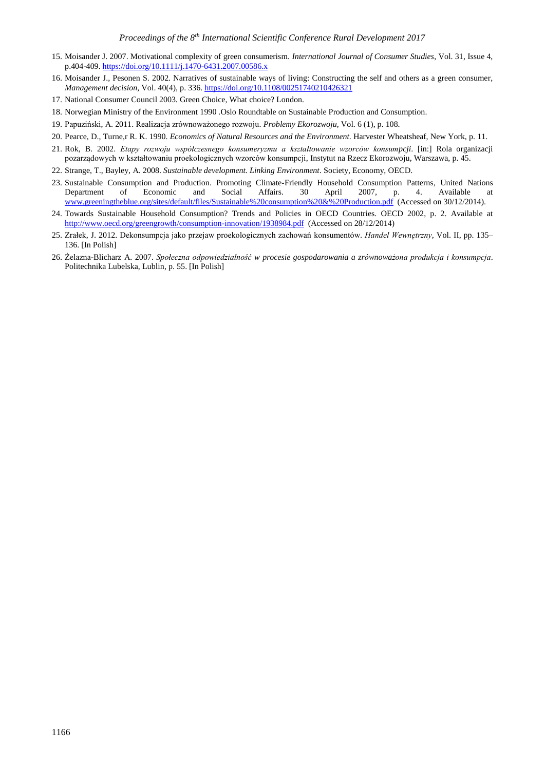15. Moisander J. 2007. Motivational complexity of green consumerism. *International Journal of Consumer Studies*, Vol. 31, Issue 4, p.404-409. https://doi.org/10.1111/j.1470-6431.2007.00586.x
16. Moisander J., Pesonen S. 2002. Narratives of sustainable ways of living: Constructing the self and others as a green consumer, *Management decision*, Vol. 40(4), p. 336. https://doi.org/10.1108/00251740210426321
17. National Consumer Council 2003. Green Choice, What choice? London.
18. Norwegian Ministry of the Environment 1990 .Oslo Roundtable on Sustainable Production and Consumption.
19. Papuziński, A. 2011. Realizacja zrównoważonego rozwoju. *Problemy Ekorozwoju*, Vol. 6 (1), p. 108.
20. Pearce, D., Turne,r R. K. 1990. *Economics of Natural Resources and the Environment.* Harvester Wheatsheaf, New York, p. 11.
21. Rok, B. 2002. *Etapy rozwoju współczesnego konsumeryzmu a kształtowanie wzorców konsumpcji*. [in:] Rola organizacji pozarządowych w kształtowaniu proekologicznych wzorców konsumpcji, Instytut na Rzecz Ekorozwoju, Warszawa, p. 45.
22. Strange, T., Bayley, A. 2008. *Sustainable development. Linking Environment*. Society, Economy, OECD.
23. Sustainable Consumption and Production. Promoting Climate-Friendly Household Consumption Patterns, United Nations Department of Economic and Social Affairs. 30 April 2007, p. 4. Available at www.greeningtheblue.org/sites/default/files/Sustainable%20consumption%20&%20Production.pdf (Accessed on 30/12/2014).
24. Towards Sustainable Household Consumption? Trends and Policies in OECD Countries. OECD 2002, p. 2. Available at http://www.oecd.org/greengrowth/consumption-innovation/1938984.pdf (Accessed on 28/12/2014)
25. Zrałek, J. 2012. Dekonsumpcja jako przejaw proekologicznych zachowań konsumentów. *Handel Wewnętrzny*, Vol. II, pp. 135–136. [In Polish]
26. Żelazna-Blicharz A. 2007. *Społeczna odpowiedzialność w procesie gospodarowania a zrównoważona produkcja i konsumpcja*. Politechnika Lubelska, Lublin, p. 55. [In Polish]